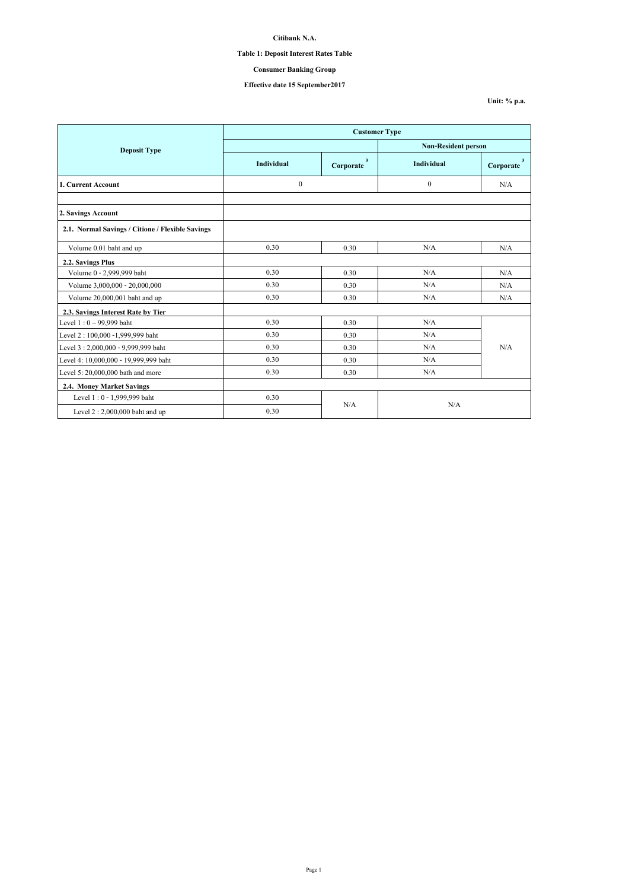**Citibank N.A.**

**Table 1: Deposit Interest Rates Table**

**Consumer Banking Group**

**Effective date 15 September2017**

**Unit: % p.a.**

| Deposit Type | Customer Type | | | |
|---|---|---|---|---|
| | | | Non-Resident person | |
| | Individual | Corporate [3] | Individual | Corporate [3] |
| **1. Current Account** | 0 | | 0 | N/A |
| | | | | |
| **2. Savings Account** | | | | |
| **2.1. Normal Savings / Citione / Flexible Savings** | | | | |
| Volume 0.01 baht and up | 0.30 | 0.30 | N/A | N/A |
| **2.2. Savings Plus** | | | | |
| Volume 0 - 2,999,999 baht | 0.30 | 0.30 | N/A | N/A |
| Volume 3,000,000 - 20,000,000 | 0.30 | 0.30 | N/A | N/A |
| Volume 20,000,001 baht and up | 0.30 | 0.30 | N/A | N/A |
| **2.3. Savings Interest Rate by Tier** | | | | |
| Level 1 : 0 – 99,999 baht | 0.30 | 0.30 | N/A | N/A |
| Level 2 : 100,000 -1,999,999 baht | 0.30 | 0.30 | N/A | |
| Level 3 : 2,000,000 - 9,999,999 baht | 0.30 | 0.30 | N/A | |
| Level 4: 10,000,000 - 19,999,999 baht | 0.30 | 0.30 | N/A | |
| Level 5: 20,000,000 bath and more | 0.30 | 0.30 | N/A | |
| **2.4. Money Market Savings** | | | | |
| Level 1 : 0 - 1,999,999 baht | 0.30 | N/A | N/A | |
| Level 2 : 2,000,000 baht and up | 0.30 | | | |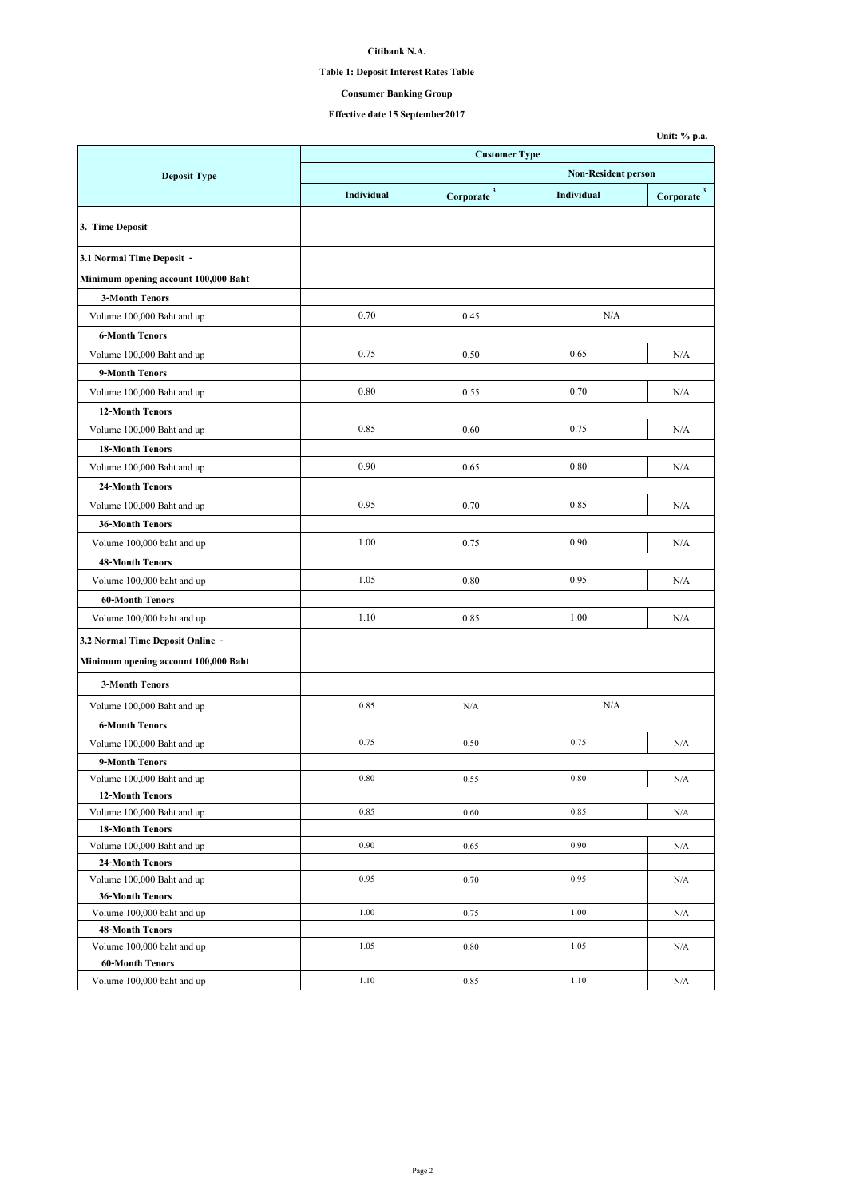**Citibank N.A.**

**Table 1: Deposit Interest Rates Table**

**Consumer Banking Group**

**Effective date 15 September2017**

**Unit: % p.a.**

| Deposit Type | Customer Type | | | |
|---|---|---|---|---|
| | | | Non-Resident person | |
| | Individual | Corporate [3] | Individual | Corporate [3] |
| **3. Time Deposit** | | | | |
| **3.1 Normal Time Deposit - Minimum opening account 100,000 Baht** | | | | |
| **3-Month Tenors** | | | | |
| Volume 100,000 Baht and up | 0.70 | 0.45 | N/A | |
| **6-Month Tenors** | | | | |
| Volume 100,000 Baht and up | 0.75 | 0.50 | 0.65 | N/A |
| **9-Month Tenors** | | | | |
| Volume 100,000 Baht and up | 0.80 | 0.55 | 0.70 | N/A |
| **12-Month Tenors** | | | | |
| Volume 100,000 Baht and up | 0.85 | 0.60 | 0.75 | N/A |
| **18-Month Tenors** | | | | |
| Volume 100,000 Baht and up | 0.90 | 0.65 | 0.80 | N/A |
| **24-Month Tenors** | | | | |
| Volume 100,000 Baht and up | 0.95 | 0.70 | 0.85 | N/A |
| **36-Month Tenors** | | | | |
| Volume 100,000 baht and up | 1.00 | 0.75 | 0.90 | N/A |
| **48-Month Tenors** | | | | |
| Volume 100,000 baht and up | 1.05 | 0.80 | 0.95 | N/A |
| **60-Month Tenors** | | | | |
| Volume 100,000 baht and up | 1.10 | 0.85 | 1.00 | N/A |
| **3.2 Normal Time Deposit Online - Minimum opening account 100,000 Baht** | | | | |
| **3-Month Tenors** | | | | |
| Volume 100,000 Baht and up | 0.85 | N/A | N/A | |
| **6-Month Tenors** | | | | |
| Volume 100,000 Baht and up | 0.75 | 0.50 | 0.75 | N/A |
| **9-Month Tenors** | | | | |
| Volume 100,000 Baht and up | 0.80 | 0.55 | 0.80 | N/A |
| **12-Month Tenors** | | | | |
| Volume 100,000 Baht and up | 0.85 | 0.60 | 0.85 | N/A |
| **18-Month Tenors** | | | | |
| Volume 100,000 Baht and up | 0.90 | 0.65 | 0.90 | N/A |
| **24-Month Tenors** | | | | |
| Volume 100,000 Baht and up | 0.95 | 0.70 | 0.95 | N/A |
| **36-Month Tenors** | | | | |
| Volume 100,000 baht and up | 1.00 | 0.75 | 1.00 | N/A |
| **48-Month Tenors** | | | | |
| Volume 100,000 baht and up | 1.05 | 0.80 | 1.05 | N/A |
| **60-Month Tenors** | | | | |
| Volume 100,000 baht and up | 1.10 | 0.85 | 1.10 | N/A |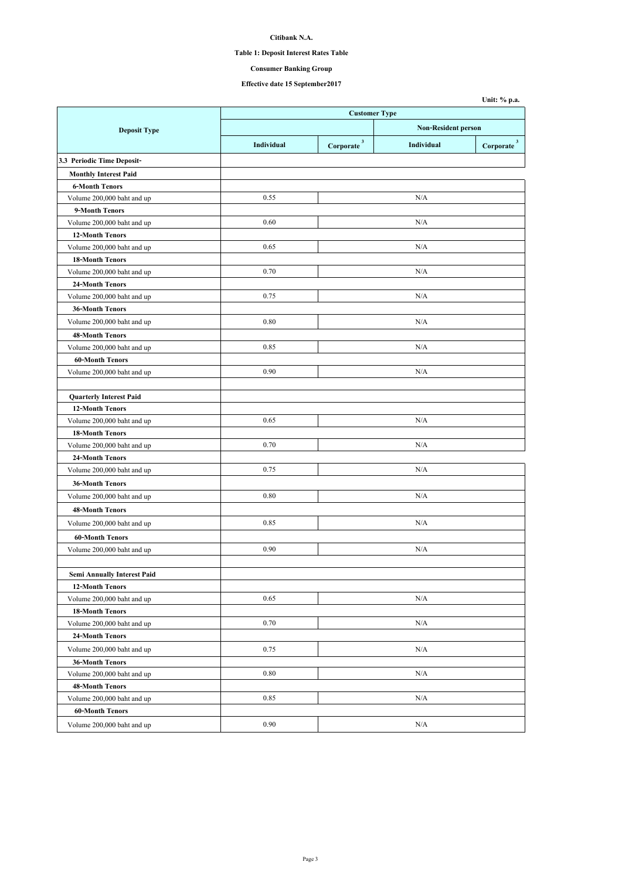**Citibank N.A.**

**Table 1: Deposit Interest Rates Table**

**Consumer Banking Group**

**Effective date 15 September2017**

**Unit: % p.a.**

| Deposit Type | Customer Type | | | |
|---|---|---|---|---|
| | | | Non-Resident person | |
| | Individual | Corporate [3] | Individual | Corporate [3] |
| **3.3 Periodic Time Deposit-** | | | | |
| **Monthly Interest Paid** | | | | |
| **6-Month Tenors** | | | | |
| Volume 200,000 baht and up | 0.55 | N/A | | |
| **9-Month Tenors** | | | | |
| Volume 200,000 baht and up | 0.60 | N/A | | |
| **12-Month Tenors** | | | | |
| Volume 200,000 baht and up | 0.65 | N/A | | |
| **18-Month Tenors** | | | | |
| Volume 200,000 baht and up | 0.70 | N/A | | |
| **24-Month Tenors** | | | | |
| Volume 200,000 baht and up | 0.75 | N/A | | |
| **36-Month Tenors** | | | | |
| Volume 200,000 baht and up | 0.80 | N/A | | |
| **48-Month Tenors** | | | | |
| Volume 200,000 baht and up | 0.85 | N/A | | |
| **60-Month Tenors** | | | | |
| Volume 200,000 baht and up | 0.90 | N/A | | |
| | | | | |
| **Quarterly Interest Paid** | | | | |
| **12-Month Tenors** | | | | |
| Volume 200,000 baht and up | 0.65 | N/A | | |
| **18-Month Tenors** | | | | |
| Volume 200,000 baht and up | 0.70 | N/A | | |
| **24-Month Tenors** | | | | |
| Volume 200,000 baht and up | 0.75 | N/A | | |
| **36-Month Tenors** | | | | |
| Volume 200,000 baht and up | 0.80 | N/A | | |
| **48-Month Tenors** | | | | |
| Volume 200,000 baht and up | 0.85 | N/A | | |
| **60-Month Tenors** | | | | |
| Volume 200,000 baht and up | 0.90 | N/A | | |
| | | | | |
| **Semi Annually Interest Paid** | | | | |
| **12-Month Tenors** | | | | |
| Volume 200,000 baht and up | 0.65 | N/A | | |
| **18-Month Tenors** | | | | |
| Volume 200,000 baht and up | 0.70 | N/A | | |
| **24-Month Tenors** | | | | |
| Volume 200,000 baht and up | 0.75 | N/A | | |
| **36-Month Tenors** | | | | |
| Volume 200,000 baht and up | 0.80 | N/A | | |
| **48-Month Tenors** | | | | |
| Volume 200,000 baht and up | 0.85 | N/A | | |
| **60-Month Tenors** | | | | |
| Volume 200,000 baht and up | 0.90 | N/A | | |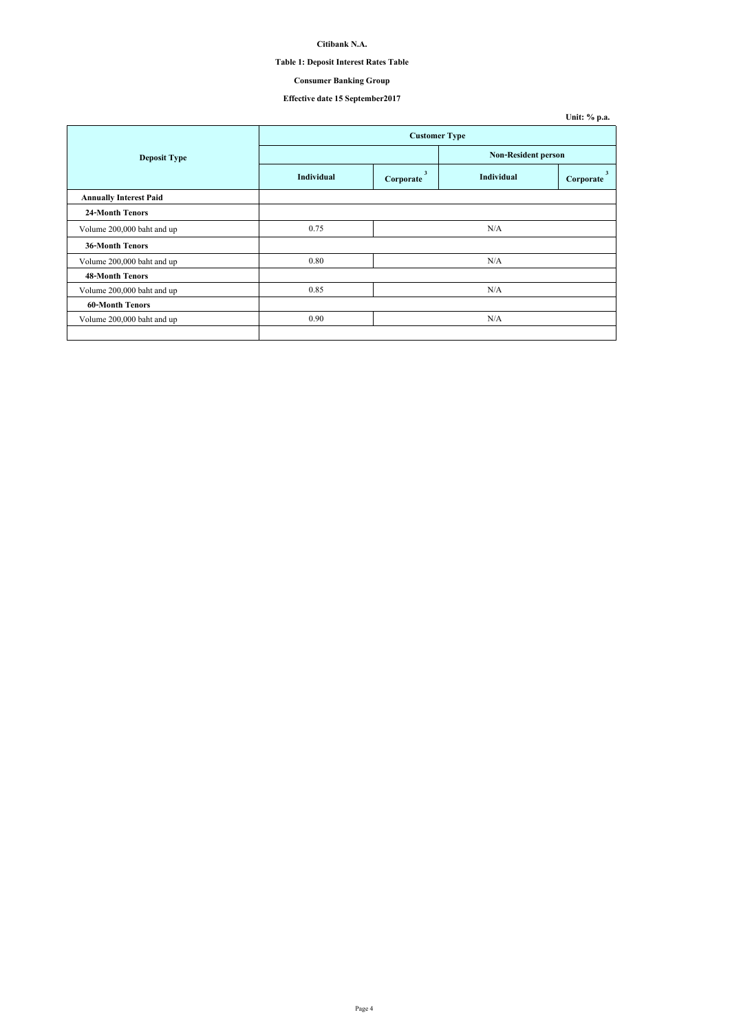**Citibank N.A.**

**Table 1: Deposit Interest Rates Table**

**Consumer Banking Group**

**Effective date 15 September2017**

**Unit: % p.a.**

| Deposit Type | Customer Type | | | |
|---|---|---|---|---|
| | | | Non-Resident person | |
| | Individual | Corporate [3] | Individual | Corporate [3] |
| **Annually Interest Paid** | | | | |
| **24-Month Tenors** | | | | |
| Volume 200,000 baht and up | 0.75 | N/A | | |
| **36-Month Tenors** | | | | |
| Volume 200,000 baht and up | 0.80 | N/A | | |
| **48-Month Tenors** | | | | |
| Volume 200,000 baht and up | 0.85 | N/A | | |
| **60-Month Tenors** | | | | |
| Volume 200,000 baht and up | 0.90 | N/A | | |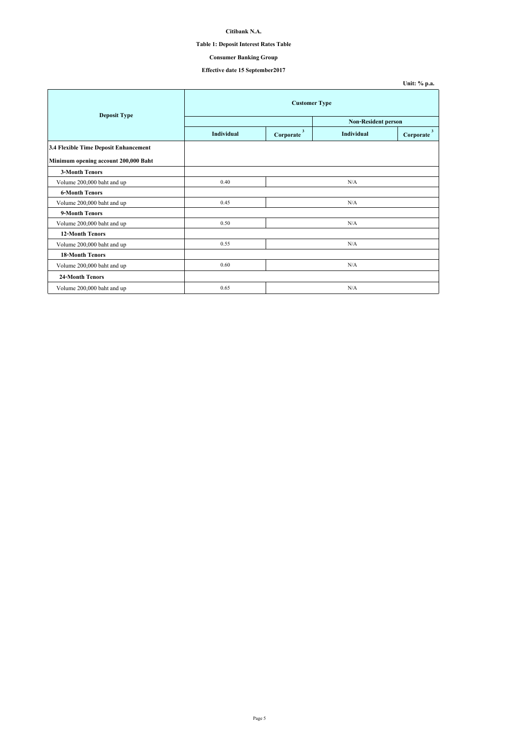**Citibank N.A.**

**Table 1: Deposit Interest Rates Table**

**Consumer Banking Group**

**Effective date 15 September2017**

**Unit: % p.a.**

| Deposit Type | Customer Type | | | |
|---|---|---|---|---|
| | | | Non-Resident person | |
| | Individual | Corporate [3] | Individual | Corporate [3] |
| **3.4 Flexible Time Deposit Enhancement** | | | | |
| **Minimum opening account 200,000 Baht** | | | | |
| **3-Month Tenors** | | | | |
| Volume 200,000 baht and up | 0.40 | N/A | | |
| **6-Month Tenors** | | | | |
| Volume 200,000 baht and up | 0.45 | N/A | | |
| **9-Month Tenors** | | | | |
| Volume 200,000 baht and up | 0.50 | N/A | | |
| **12-Month Tenors** | | | | |
| Volume 200,000 baht and up | 0.55 | N/A | | |
| **18-Month Tenors** | | | | |
| Volume 200,000 baht and up | 0.60 | N/A | | |
| **24-Month Tenors** | | | | |
| Volume 200,000 baht and up | 0.65 | N/A | | |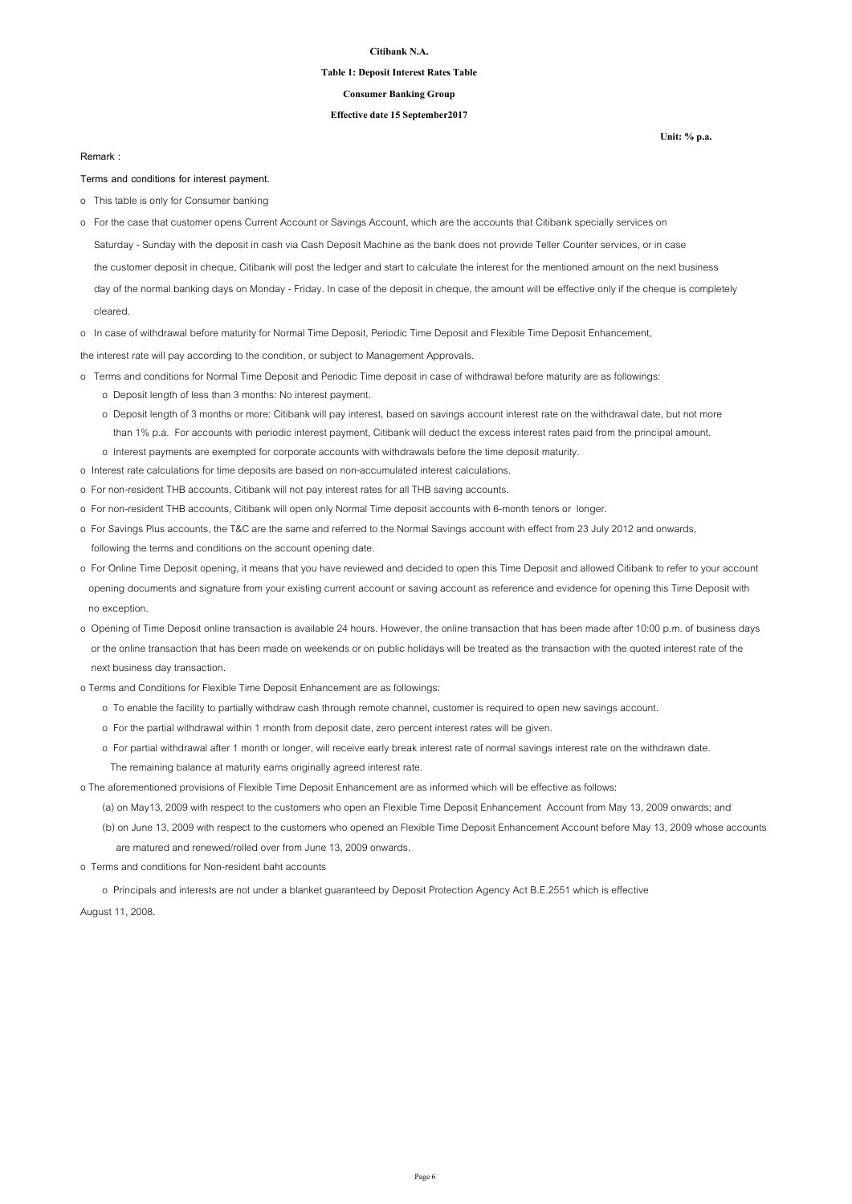**Citibank N.A.**

**Table 1: Deposit Interest Rates Table**

**Consumer Banking Group**

**Effective date 15 September2017**

**Unit: % p.a.**

Remark :

Terms and conditions for interest payment.

- This table is only for Consumer banking
- For the case that customer opens Current Account or Savings Account, which are the accounts that Citibank specially services on Saturday - Sunday with the deposit in cash via Cash Deposit Machine as the bank does not provide Teller Counter services, or in case the customer deposit in cheque, Citibank will post the ledger and start to calculate the interest for the mentioned amount on the next business day of the normal banking days on Monday - Friday. In case of the deposit in cheque, the amount will be effective only if the cheque is completely cleared.
- In case of withdrawal before maturity for Normal Time Deposit, Periodic Time Deposit and Flexible Time Deposit Enhancement, the interest rate will pay according to the condition, or subject to Management Approvals.
- Terms and conditions for Normal Time Deposit and Periodic Time deposit in case of withdrawal before maturity are as followings:
  - Deposit length of less than 3 months: No interest payment.
  - Deposit length of 3 months or more: Citibank will pay interest, based on savings account interest rate on the withdrawal date, but not more than 1% p.a. For accounts with periodic interest payment, Citibank will deduct the excess interest rates paid from the principal amount.
  - Interest payments are exempted for corporate accounts with withdrawals before the time deposit maturity.
- Interest rate calculations for time deposits are based on non-accumulated interest calculations.
- For non-resident THB accounts, Citibank will not pay interest rates for all THB saving accounts.
- For non-resident THB accounts, Citibank will open only Normal Time deposit accounts with 6-month tenors or longer.
- For Savings Plus accounts, the T&C are the same and referred to the Normal Savings account with effect from 23 July 2012 and onwards, following the terms and conditions on the account opening date.
- For Online Time Deposit opening, it means that you have reviewed and decided to open this Time Deposit and allowed Citibank to refer to your account opening documents and signature from your existing current account or saving account as reference and evidence for opening this Time Deposit with no exception.
- Opening of Time Deposit online transaction is available 24 hours. However, the online transaction that has been made after 10:00 p.m. of business days or the online transaction that has been made on weekends or on public holidays will be treated as the transaction with the quoted interest rate of the next business day transaction.
- Terms and Conditions for Flexible Time Deposit Enhancement are as followings:
  - To enable the facility to partially withdraw cash through remote channel, customer is required to open new savings account.
  - For the partial withdrawal within 1 month from deposit date, zero percent interest rates will be given.
  - For partial withdrawal after 1 month or longer, will receive early break interest rate of normal savings interest rate on the withdrawn date. The remaining balance at maturity earns originally agreed interest rate.
- The aforementioned provisions of Flexible Time Deposit Enhancement are as informed which will be effective as follows:
  - (a) on May13, 2009 with respect to the customers who open an Flexible Time Deposit Enhancement Account from May 13, 2009 onwards; and
  - (b) on June 13, 2009 with respect to the customers who opened an Flexible Time Deposit Enhancement Account before May 13, 2009 whose accounts are matured and renewed/rolled over from June 13, 2009 onwards.
- Terms and conditions for Non-resident baht accounts
  - Principals and interests are not under a blanket guaranteed by Deposit Protection Agency Act B.E.2551 which is effective August 11, 2008.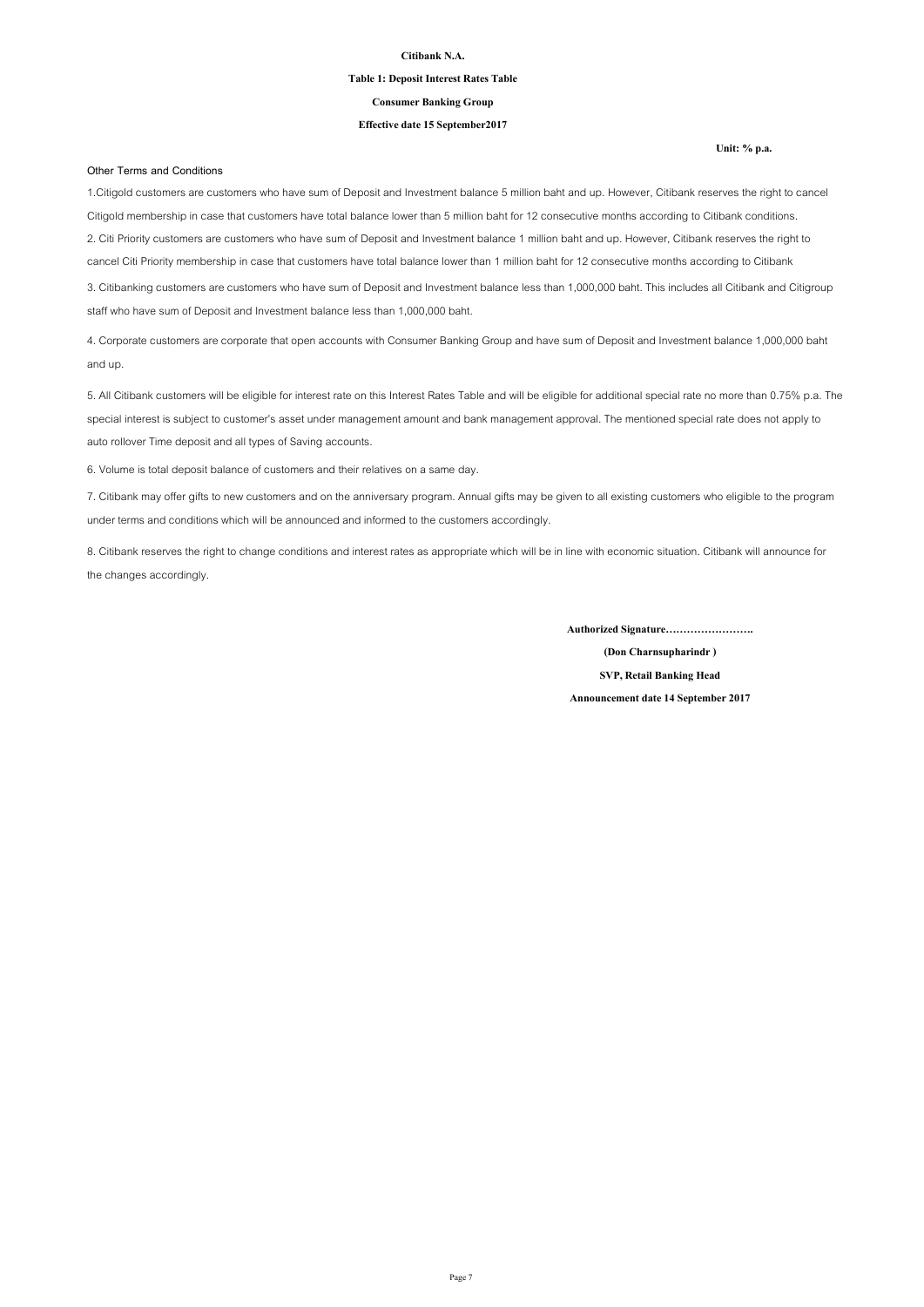**Citibank N.A.**

**Table 1: Deposit Interest Rates Table**

**Consumer Banking Group**

**Effective date 15 September2017**

**Unit: % p.a.**

Other Terms and Conditions

1.Citigold customers are customers who have sum of Deposit and Investment balance 5 million baht and up. However, Citibank reserves the right to cancel Citigold membership in case that customers have total balance lower than 5 million baht for 12 consecutive months according to Citibank conditions.

2. Citi Priority customers are customers who have sum of Deposit and Investment balance 1 million baht and up. However, Citibank reserves the right to cancel Citi Priority membership in case that customers have total balance lower than 1 million baht for 12 consecutive months according to Citibank

3. Citibanking customers are customers who have sum of Deposit and Investment balance less than 1,000,000 baht. This includes all Citibank and Citigroup staff who have sum of Deposit and Investment balance less than 1,000,000 baht.

4. Corporate customers are corporate that open accounts with Consumer Banking Group and have sum of Deposit and Investment balance 1,000,000 baht and up.

5. All Citibank customers will be eligible for interest rate on this Interest Rates Table and will be eligible for additional special rate no more than 0.75% p.a. The special interest is subject to customer's asset under management amount and bank management approval. The mentioned special rate does not apply to auto rollover Time deposit and all types of Saving accounts.

6. Volume is total deposit balance of customers and their relatives on a same day.

7. Citibank may offer gifts to new customers and on the anniversary program. Annual gifts may be given to all existing customers who eligible to the program under terms and conditions which will be announced and informed to the customers accordingly.

8. Citibank reserves the right to change conditions and interest rates as appropriate which will be in line with economic situation. Citibank will announce for the changes accordingly.

**Authorized Signature…………………….**

**(Don Charnsupharindr )**

**SVP, Retail Banking Head**

**Announcement date 14 September 2017**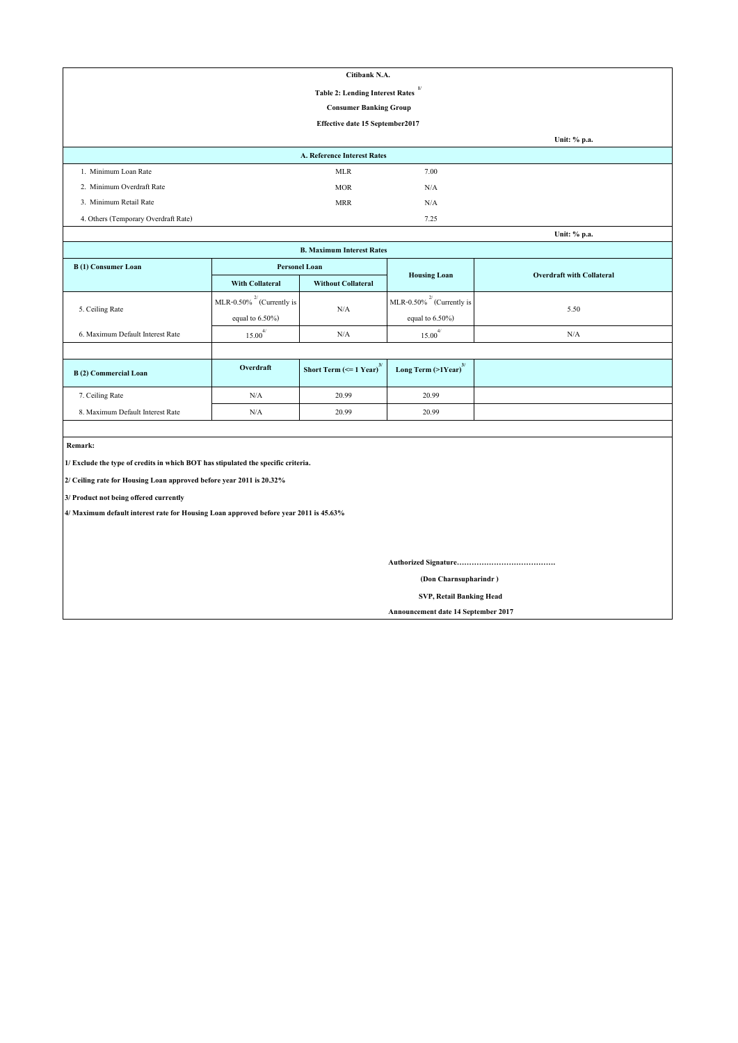**Citibank N.A.**

**Table 2: Lending Interest Rates [1/]**

**Consumer Banking Group**

**Effective date 15 September2017**

**Unit: % p.a.**

| A. Reference Interest Rates | | |
|---|---|---|
| 1. Minimum Loan Rate | MLR | 7.00 |
| 2. Minimum Overdraft Rate | MOR | N/A |
| 3. Minimum Retail Rate | MRR | N/A |
| 4. Others (Temporary Overdraft Rate) | | 7.25 |

**Unit: % p.a.**

**B. Maximum Interest Rates**

| B (1) Consumer Loan | Personel Loan | | Housing Loan | Overdraft with Collateral |
|---|---|---|---|---|
| | With Collateral | Without Collateral | | |
| 5. Ceiling Rate | MLR-0.50% [2/] (Currently is equal to 6.50%) | N/A | MLR-0.50% [2/] (Currently is equal to 6.50%) | 5.50 |
| 6. Maximum Default Interest Rate | 15.00 [4/] | N/A | 15.00 [4/] | N/A |

| B (2) Commercial Loan | Overdraft | Short Term (<= 1 Year) [3/] | Long Term (>1Year) [3/] |
|---|---|---|---|
| 7. Ceiling Rate | N/A | 20.99 | 20.99 |
| 8. Maximum Default Interest Rate | N/A | 20.99 | 20.99 |

**Remark:**

**1/ Exclude the type of credits in which BOT has stipulated the specific criteria.**

**2/ Ceiling rate for Housing Loan approved before year 2011 is 20.32%**

**3/ Product not being offered currently**

**4/ Maximum default interest rate for Housing Loan approved before year 2011 is 45.63%**

**Authorized Signature…………………………………**

**(Don Charnsupharindr )**

**SVP, Retail Banking Head**

**Announcement date 14 September 2017**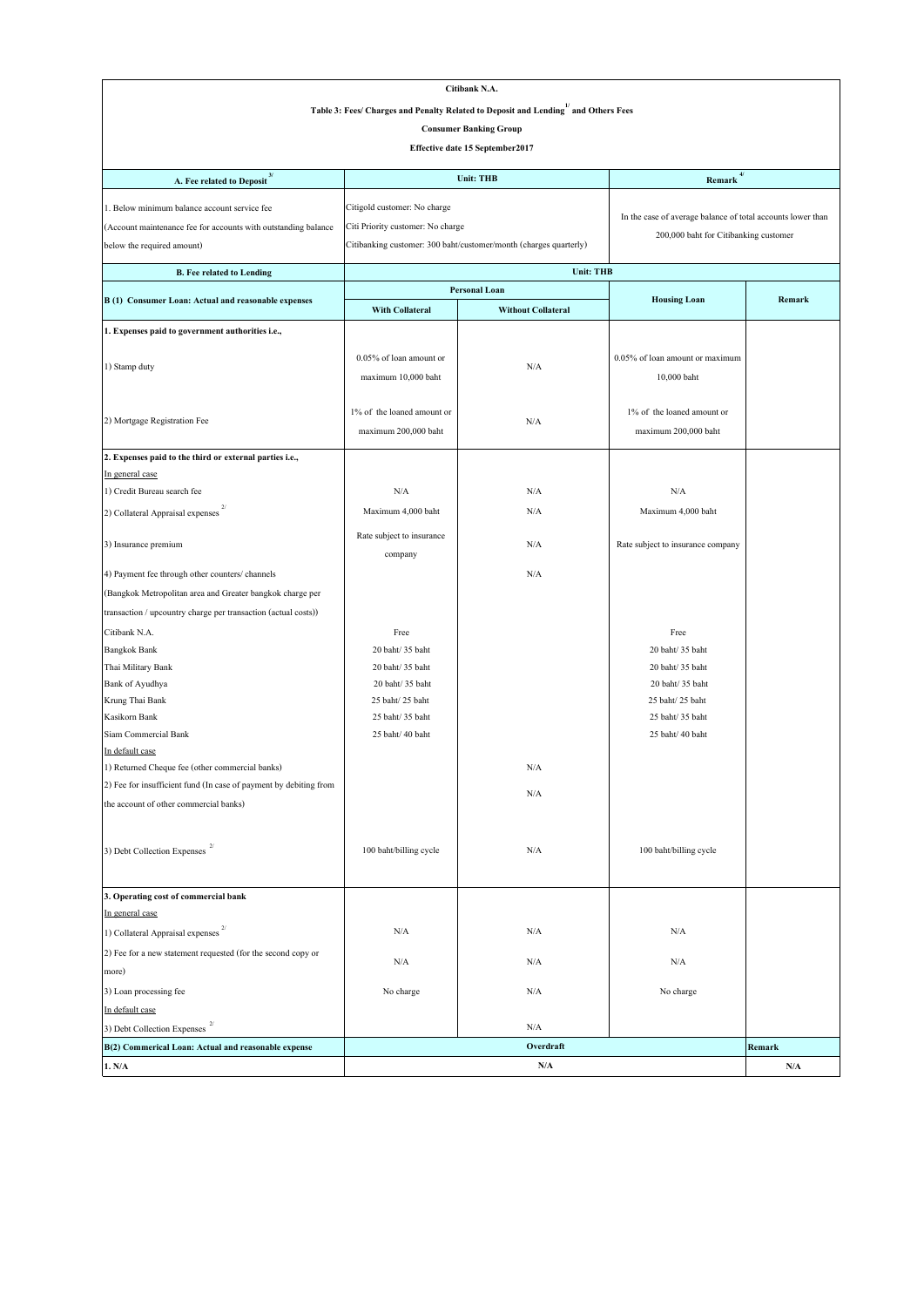**Citibank N.A.**

**Table 3: Fees/ Charges and Penalty Related to Deposit and Lending[1/] and Others Fees**

**Consumer Banking Group**

**Effective date 15 September2017**

| A. Fee related to Deposit [3/] | Unit: THB | | Remark [4/] | |
|---|---|---|---|---|
| 1. Below minimum balance account service fee (Account maintenance fee for accounts with outstanding balance below the required amount) | Citigold customer: No charge<br>Citi Priority customer: No charge<br>Citibanking customer: 300 baht/customer/month (charges quarterly) | | In the case of average balance of total accounts lower than 200,000 baht for Citibanking customer | |
| **B. Fee related to Lending** | **Unit: THB** | | | |
| **B (1) Consumer Loan: Actual and reasonable expenses** | **Personal Loan** | | **Housing Loan** | **Remark** |
| | **With Collateral** | **Without Collateral** | | |
| **1. Expenses paid to government authorities i.e.,** | | | | |
| 1) Stamp duty | 0.05% of loan amount or maximum 10,000 baht | N/A | 0.05% of loan amount or maximum 10,000 baht | |
| 2) Mortgage Registration Fee | 1% of the loaned amount or maximum 200,000 baht | N/A | 1% of the loaned amount or maximum 200,000 baht | |
| **2. Expenses paid to the third or external parties i.e.,** | | | | |
| In general case | | | | |
| 1) Credit Bureau search fee | N/A | N/A | N/A | |
| 2) Collateral Appraisal expenses [2/] | Maximum 4,000 baht | N/A | Maximum 4,000 baht | |
| 3) Insurance premium | Rate subject to insurance company | N/A | Rate subject to insurance company | |
| 4) Payment fee through other counters/ channels (Bangkok Metropolitan area and Greater bangkok charge per transaction / upcountry charge per transaction (actual costs)) | | N/A | | |
| Citibank N.A. | Free | | Free | |
| Bangkok Bank | 20 baht/ 35 baht | | 20 baht/ 35 baht | |
| Thai Military Bank | 20 baht/ 35 baht | | 20 baht/ 35 baht | |
| Bank of Ayudhya | 20 baht/ 35 baht | | 20 baht/ 35 baht | |
| Krung Thai Bank | 25 baht/ 25 baht | | 25 baht/ 25 baht | |
| Kasikorn Bank | 25 baht/ 35 baht | | 25 baht/ 35 baht | |
| Siam Commercial Bank | 25 baht/ 40 baht | | 25 baht/ 40 baht | |
| In default case | | | | |
| 1) Returned Cheque fee (other commercial banks) | | N/A | | |
| 2) Fee for insufficient fund (In case of payment by debiting from the account of other commercial banks) | | N/A | | |
| 3) Debt Collection Expenses [2/] | 100 baht/billing cycle | N/A | 100 baht/billing cycle | |
| **3. Operating cost of commercial bank** | | | | |
| In general case | | | | |
| 1) Collateral Appraisal expenses [2/] | N/A | N/A | N/A | |
| 2) Fee for a new statement requested (for the second copy or more) | N/A | N/A | N/A | |
| 3) Loan processing fee | No charge | N/A | No charge | |
| In default case | | | | |
| 3) Debt Collection Expenses [2/] | | N/A | | |
| **B(2) Commerical Loan: Actual and reasonable expense** | **Overdraft** | | | **Remark** |
| **1. N/A** | **N/A** | | | **N/A** |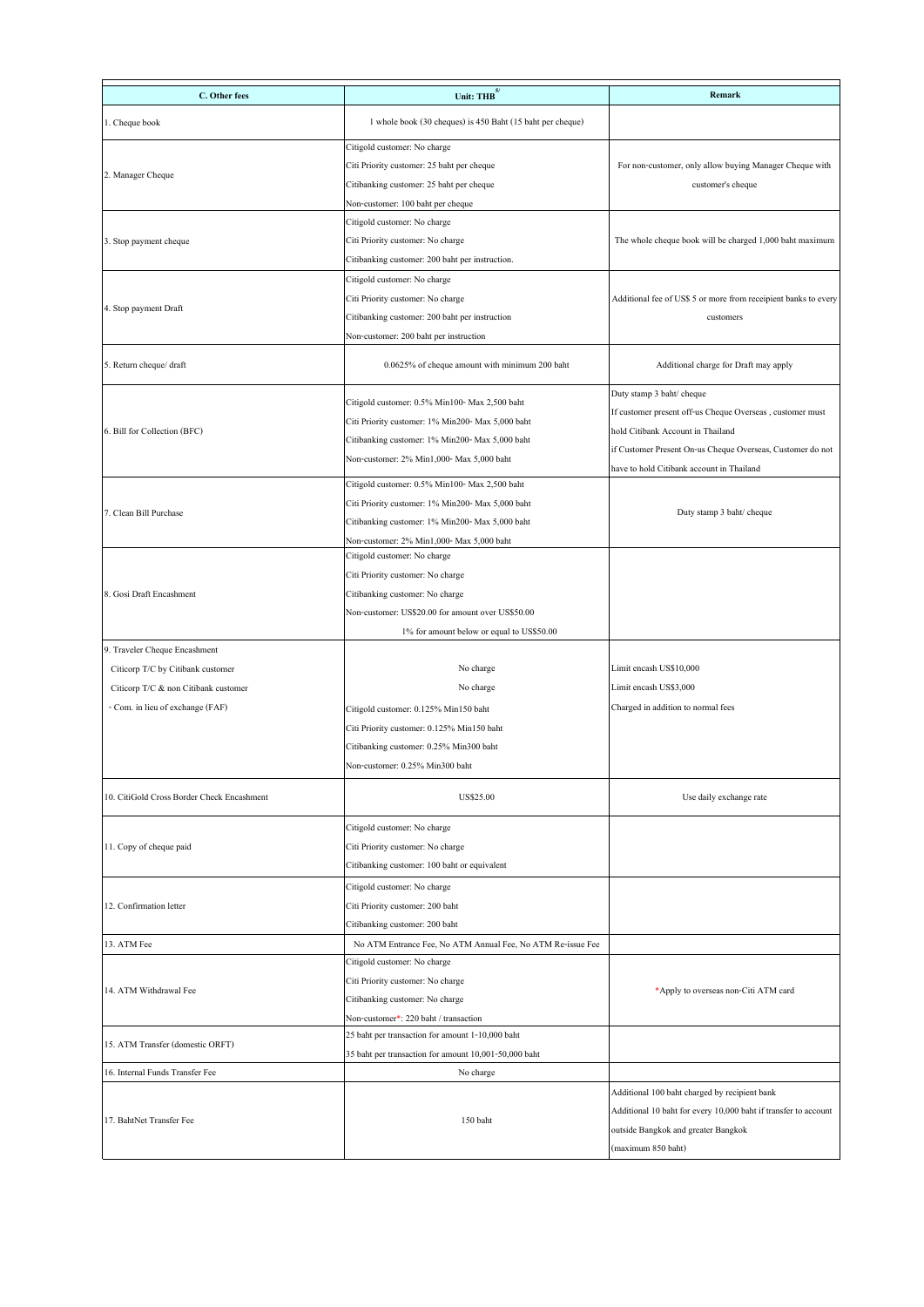| C. Other fees | Unit: THB[5/] | Remark |
|---|---|---|
| 1. Cheque book | 1 whole book (30 cheques) is 450 Baht (15 baht per cheque) | |
| 2. Manager Cheque | Citigold customer: No charge<br>Citi Priority customer: 25 baht per cheque<br>Citibanking customer: 25 baht per cheque<br>Non-customer: 100 baht per cheque | For non-customer, only allow buying Manager Cheque with customer's cheque |
| 3. Stop payment cheque | Citigold customer: No charge<br>Citi Priority customer: No charge<br>Citibanking customer: 200 baht per instruction. | The whole cheque book will be charged 1,000 baht maximum |
| 4. Stop payment Draft | Citigold customer: No charge<br>Citi Priority customer: No charge<br>Citibanking customer: 200 baht per instruction<br>Non-customer: 200 baht per instruction | Additional fee of US$ 5 or more from receipient banks to every customers |
| 5. Return cheque/ draft | 0.0625% of cheque amount with minimum 200 baht | Additional charge for Draft may apply |
| 6. Bill for Collection (BFC) | Citigold customer: 0.5% Min100- Max 2,500 baht<br>Citi Priority customer: 1% Min200- Max 5,000 baht<br>Citibanking customer: 1% Min200- Max 5,000 baht<br>Non-customer: 2% Min1,000- Max 5,000 baht | Duty stamp 3 baht/ cheque<br>If customer present off-us Cheque Overseas , customer must hold Citibank Account in Thailand<br>if Customer Present On-us Cheque Overseas, Customer do not have to hold Citibank account in Thailand |
| 7. Clean Bill Purchase | Citigold customer: 0.5% Min100- Max 2,500 baht<br>Citi Priority customer: 1% Min200- Max 5,000 baht<br>Citibanking customer: 1% Min200- Max 5,000 baht<br>Non-customer: 2% Min1,000- Max 5,000 baht | Duty stamp 3 baht/ cheque |
| 8. Gosi Draft Encashment | Citigold customer: No charge<br>Citi Priority customer: No charge<br>Citibanking customer: No charge<br>Non-customer: US$20.00 for amount over US$50.00<br>1% for amount below or equal to US$50.00 | |
| 9. Traveler Cheque Encashment<br>Citicorp T/C by Citibank customer<br>Citicorp T/C & non Citibank customer<br>- Com. in lieu of exchange (FAF) | No charge<br>No charge<br>Citigold customer: 0.125% Min150 baht<br>Citi Priority customer: 0.125% Min150 baht<br>Citibanking customer: 0.25% Min300 baht<br>Non-customer: 0.25% Min300 baht | Limit encash US$10,000<br>Limit encash US$3,000<br>Charged in addition to normal fees |
| 10. CitiGold Cross Border Check Encashment | US$25.00 | Use daily exchange rate |
| 11. Copy of cheque paid | Citigold customer: No charge<br>Citi Priority customer: No charge<br>Citibanking customer: 100 baht or equivalent | |
| 12. Confirmation letter | Citigold customer: No charge<br>Citi Priority customer: 200 baht<br>Citibanking customer: 200 baht | |
| 13. ATM Fee | No ATM Entrance Fee, No ATM Annual Fee, No ATM Re-issue Fee | |
| 14. ATM Withdrawal Fee | Citigold customer: No charge<br>Citi Priority customer: No charge<br>Citibanking customer: No charge<br>Non-customer*: 220 baht / transaction | *Apply to overseas non-Citi ATM card |
| 15. ATM Transfer (domestic ORFT) | 25 baht per transaction for amount 1-10,000 baht<br>35 baht per transaction for amount 10,001-50,000 baht | |
| 16. Internal Funds Transfer Fee | No charge | |
| 17. BahtNet Transfer Fee | 150 baht | Additional 100 baht charged by recipient bank<br>Additional 10 baht for every 10,000 baht if transfer to account outside Bangkok and greater Bangkok<br>(maximum 850 baht) |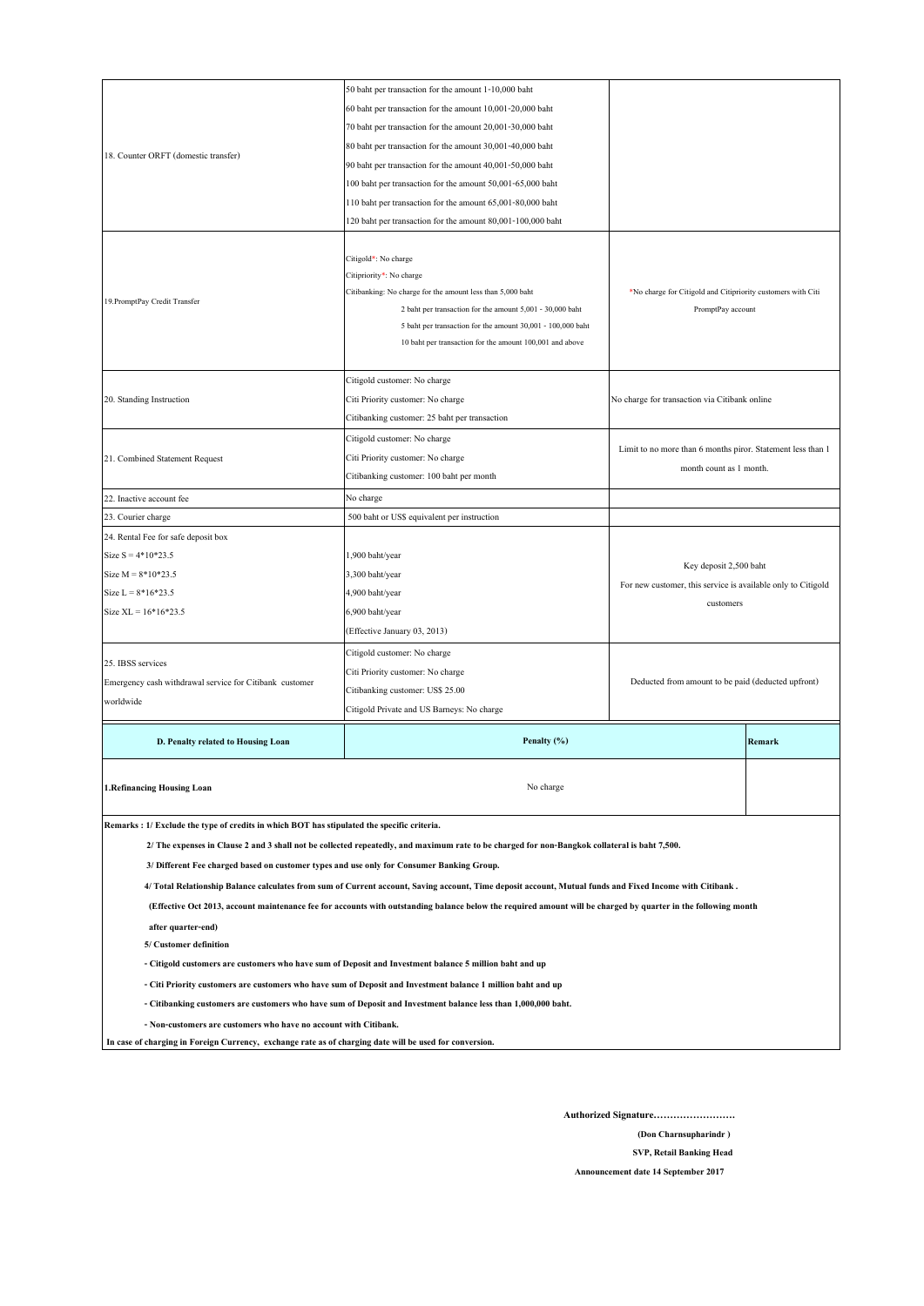| | | |
|---|---|---|
| 18. Counter ORFT (domestic transfer) | 50 baht per transaction for the amount 1-10,000 baht<br>60 baht per transaction for the amount 10,001-20,000 baht<br>70 baht per transaction for the amount 20,001-30,000 baht<br>80 baht per transaction for the amount 30,001-40,000 baht<br>90 baht per transaction for the amount 40,001-50,000 baht<br>100 baht per transaction for the amount 50,001-65,000 baht<br>110 baht per transaction for the amount 65,001-80,000 baht<br>120 baht per transaction for the amount 80,001-100,000 baht | |
| 19.PromptPay Credit Transfer | Citigold*: No charge<br>Citipriority*: No charge<br>Citibanking: No charge for the amount less than 5,000 baht<br>2 baht per transaction for the amount 5,001 - 30,000 baht<br>5 baht per transaction for the amount 30,001 - 100,000 baht<br>10 baht per transaction for the amount 100,001 and above | *No charge for Citigold and Citipriority customers with Citi PromptPay account |
| 20. Standing Instruction | Citigold customer: No charge<br>Citi Priority customer: No charge<br>Citibanking customer: 25 baht per transaction | No charge for transaction via Citibank online |
| 21. Combined Statement Request | Citigold customer: No charge<br>Citi Priority customer: No charge<br>Citibanking customer: 100 baht per month | Limit to no more than 6 months piror. Statement less than 1 month count as 1 month. |
| 22. Inactive account fee | No charge | |
| 23. Courier charge | 500 baht or US$ equivalent per instruction | |
| 24. Rental Fee for safe deposit box<br>Size S = 4*10*23.5<br>Size M = 8*10*23.5<br>Size L = 8*16*23.5<br>Size XL = 16*16*23.5 | <br>1,900 baht/year<br>3,300 baht/year<br>4,900 baht/year<br>6,900 baht/year<br>(Effective January 03, 2013) | Key deposit 2,500 baht<br>For new customer, this service is available only to Citigold customers |
| 25. IBSS services<br>Emergency cash withdrawal service for Citibank customer worldwide | Citigold customer: No charge<br>Citi Priority customer: No charge<br>Citibanking customer: US$ 25.00<br>Citigold Private and US Barneys: No charge | Deducted from amount to be paid (deducted upfront) |

| D. Penalty related to Housing Loan | Penalty (%) | Remark |
|---|---|---|
| **1.Refinancing Housing Loan** | No charge | |

**Remarks : 1/ Exclude the type of credits in which BOT has stipulated the specific criteria.**

**2/ The expenses in Clause 2 and 3 shall not be collected repeatedly, and maximum rate to be charged for non-Bangkok collateral is baht 7,500.**

**3/ Different Fee charged based on customer types and use only for Consumer Banking Group.**

**4/ Total Relationship Balance calculates from sum of Current account, Saving account, Time deposit account, Mutual funds and Fixed Income with Citibank .**

**(Effective Oct 2013, account maintenance fee for accounts with outstanding balance below the required amount will be charged by quarter in the following month after quarter-end)**

**5/ Customer definition**

**- Citigold customers are customers who have sum of Deposit and Investment balance 5 million baht and up**

**- Citi Priority customers are customers who have sum of Deposit and Investment balance 1 million baht and up**

**- Citibanking customers are customers who have sum of Deposit and Investment balance less than 1,000,000 baht.**

**- Non-customers are customers who have no account with Citibank.**

**In case of charging in Foreign Currency, exchange rate as of charging date will be used for conversion.**

**Authorized Signature……………………**

**(Don Charnsupharindr )**

**SVP, Retail Banking Head**

**Announcement date 14 September 2017**